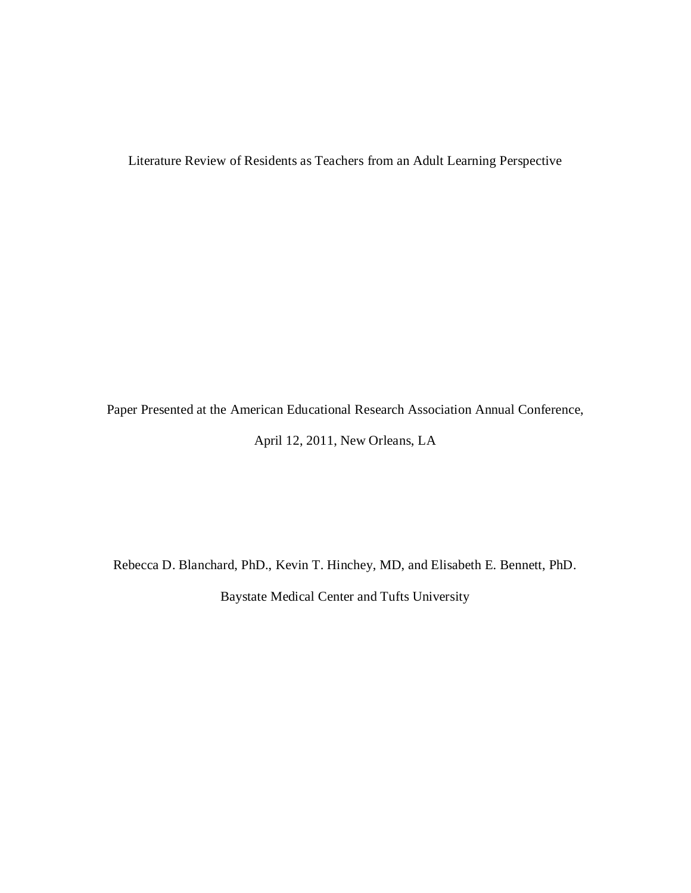# Literature Review of Residents as Teachers from an Adult Learning Perspective

Paper Presented at the American Educational Research Association Annual Conference,

April 12, 2011, New Orleans, LA

Rebecca D. Blanchard, PhD., Kevin T. Hinchey, MD, and Elisabeth E. Bennett, PhD.

Baystate Medical Center and Tufts University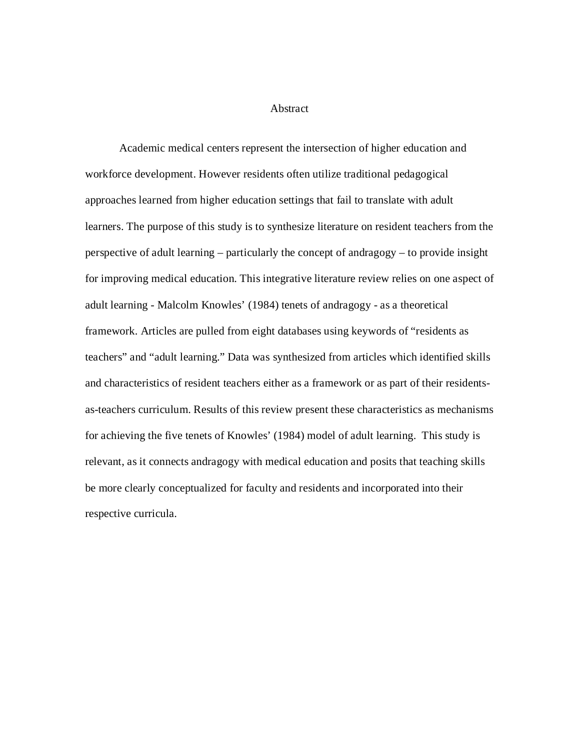# Abstract

Academic medical centers represent the intersection of higher education and workforce development. However residents often utilize traditional pedagogical approaches learned from higher education settings that fail to translate with adult learners. The purpose of this study is to synthesize literature on resident teachers from the perspective of adult learning – particularly the concept of andragogy – to provide insight for improving medical education. This integrative literature review relies on one aspect of adult learning - Malcolm Knowles' (1984) tenets of andragogy - as a theoretical framework. Articles are pulled from eight databases using keywords of "residents as teachers" and "adult learning." Data was synthesized from articles which identified skills and characteristics of resident teachers either as a framework or as part of their residents-as-teachers curriculum. Results of this review present these characteristics as mechanisms for achieving the five tenets of Knowles' (1984) model of adult learning. This study is relevant, as it connects andragogy with medical education and posits that teaching skills be more clearly conceptualized for faculty and residents and incorporated into their respective curricula.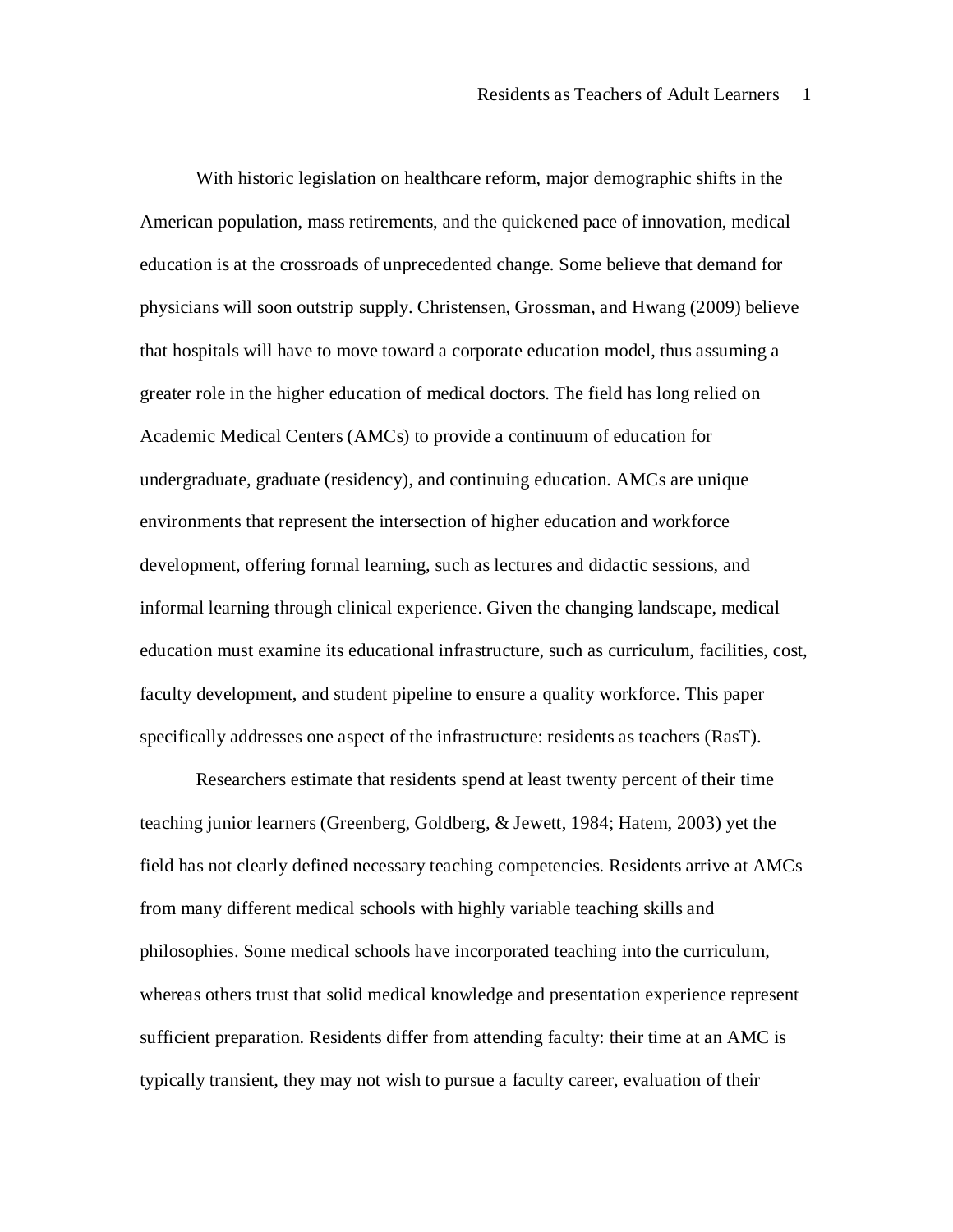With historic legislation on healthcare reform, major demographic shifts in the American population, mass retirements, and the quickened pace of innovation, medical education is at the crossroads of unprecedented change. Some believe that demand for physicians will soon outstrip supply. Christensen, Grossman, and Hwang (2009) believe that hospitals will have to move toward a corporate education model, thus assuming a greater role in the higher education of medical doctors. The field has long relied on Academic Medical Centers (AMCs) to provide a continuum of education for undergraduate, graduate (residency), and continuing education. AMCs are unique environments that represent the intersection of higher education and workforce development, offering formal learning, such as lectures and didactic sessions, and informal learning through clinical experience. Given the changing landscape, medical education must examine its educational infrastructure, such as curriculum, facilities, cost, faculty development, and student pipeline to ensure a quality workforce. This paper specifically addresses one aspect of the infrastructure: residents as teachers (RasT).

Researchers estimate that residents spend at least twenty percent of their time teaching junior learners (Greenberg, Goldberg, & Jewett, 1984; Hatem, 2003) yet the field has not clearly defined necessary teaching competencies. Residents arrive at AMCs from many different medical schools with highly variable teaching skills and philosophies. Some medical schools have incorporated teaching into the curriculum, whereas others trust that solid medical knowledge and presentation experience represent sufficient preparation. Residents differ from attending faculty: their time at an AMC is typically transient, they may not wish to pursue a faculty career, evaluation of their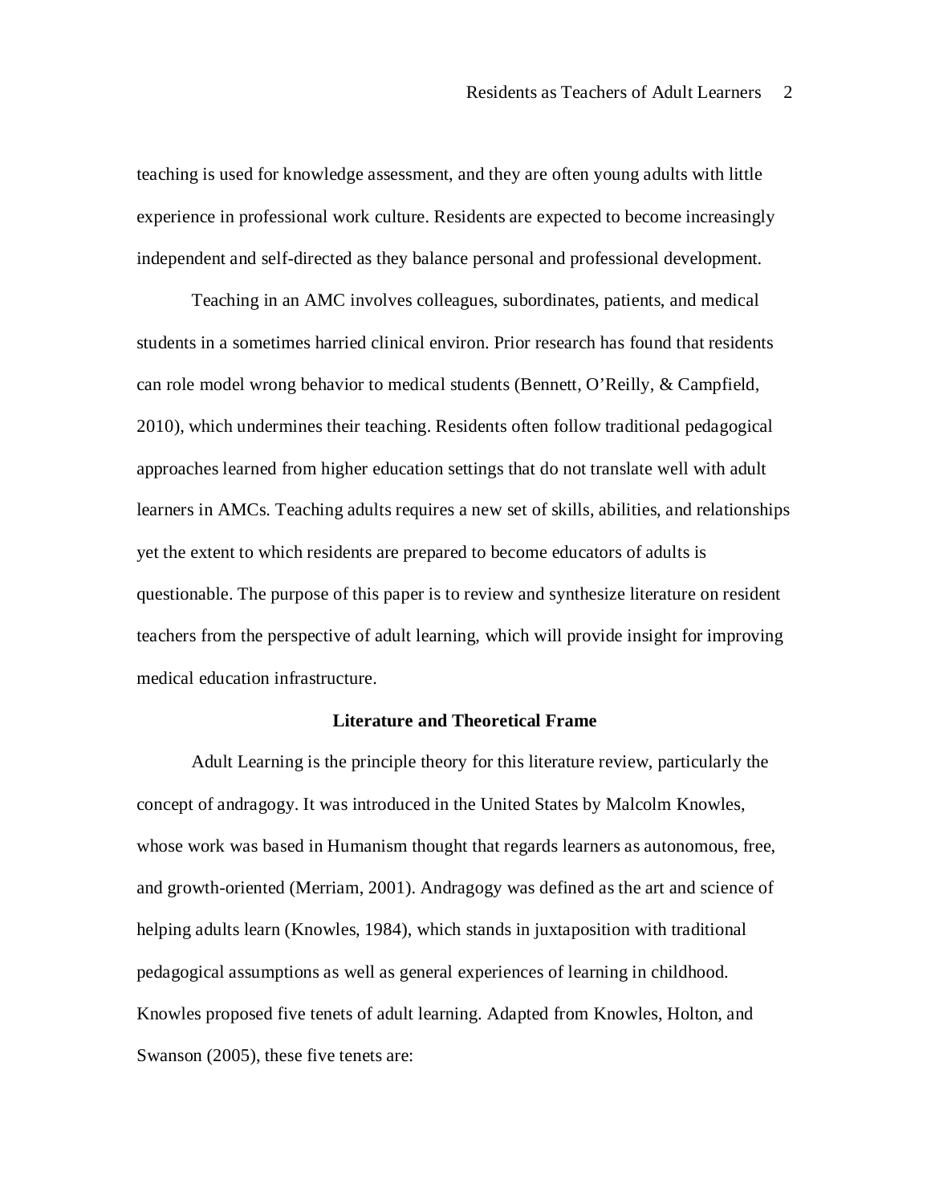teaching is used for knowledge assessment, and they are often young adults with little experience in professional work culture. Residents are expected to become increasingly independent and self-directed as they balance personal and professional development.

Teaching in an AMC involves colleagues, subordinates, patients, and medical students in a sometimes harried clinical environ. Prior research has found that residents can role model wrong behavior to medical students (Bennett, O'Reilly, & Campfield, 2010), which undermines their teaching. Residents often follow traditional pedagogical approaches learned from higher education settings that do not translate well with adult learners in AMCs. Teaching adults requires a new set of skills, abilities, and relationships yet the extent to which residents are prepared to become educators of adults is questionable. The purpose of this paper is to review and synthesize literature on resident teachers from the perspective of adult learning, which will provide insight for improving medical education infrastructure.

## Literature and Theoretical Frame

Adult Learning is the principle theory for this literature review, particularly the concept of andragogy. It was introduced in the United States by Malcolm Knowles, whose work was based in Humanism thought that regards learners as autonomous, free, and growth-oriented (Merriam, 2001). Andragogy was defined as the art and science of helping adults learn (Knowles, 1984), which stands in juxtaposition with traditional pedagogical assumptions as well as general experiences of learning in childhood. Knowles proposed five tenets of adult learning. Adapted from Knowles, Holton, and Swanson (2005), these five tenets are: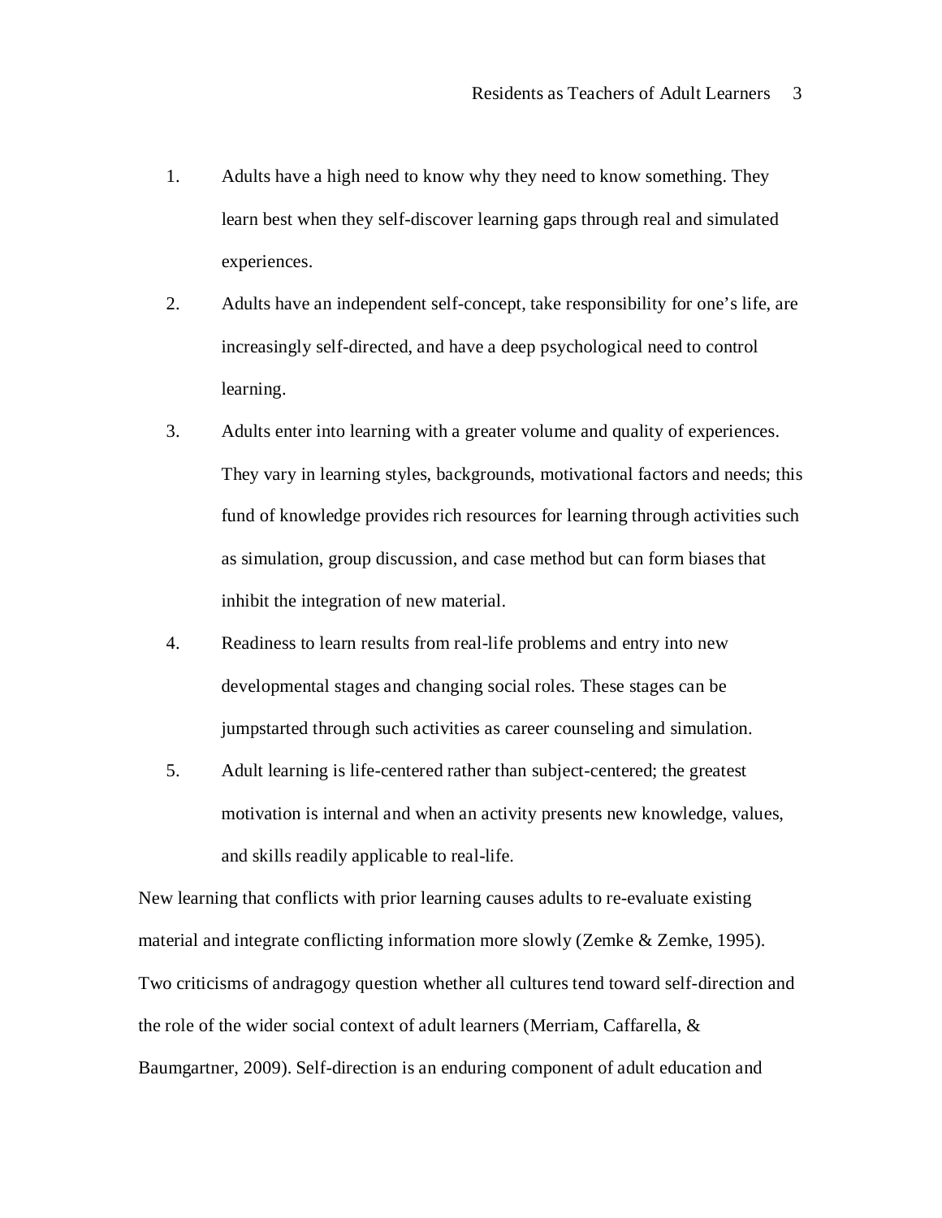1. Adults have a high need to know why they need to know something. They learn best when they self-discover learning gaps through real and simulated experiences.
2. Adults have an independent self-concept, take responsibility for one's life, are increasingly self-directed, and have a deep psychological need to control learning.
3. Adults enter into learning with a greater volume and quality of experiences. They vary in learning styles, backgrounds, motivational factors and needs; this fund of knowledge provides rich resources for learning through activities such as simulation, group discussion, and case method but can form biases that inhibit the integration of new material.
4. Readiness to learn results from real-life problems and entry into new developmental stages and changing social roles. These stages can be jumpstarted through such activities as career counseling and simulation.
5. Adult learning is life-centered rather than subject-centered; the greatest motivation is internal and when an activity presents new knowledge, values, and skills readily applicable to real-life.

New learning that conflicts with prior learning causes adults to re-evaluate existing material and integrate conflicting information more slowly (Zemke & Zemke, 1995). Two criticisms of andragogy question whether all cultures tend toward self-direction and the role of the wider social context of adult learners (Merriam, Caffarella, & Baumgartner, 2009). Self-direction is an enduring component of adult education and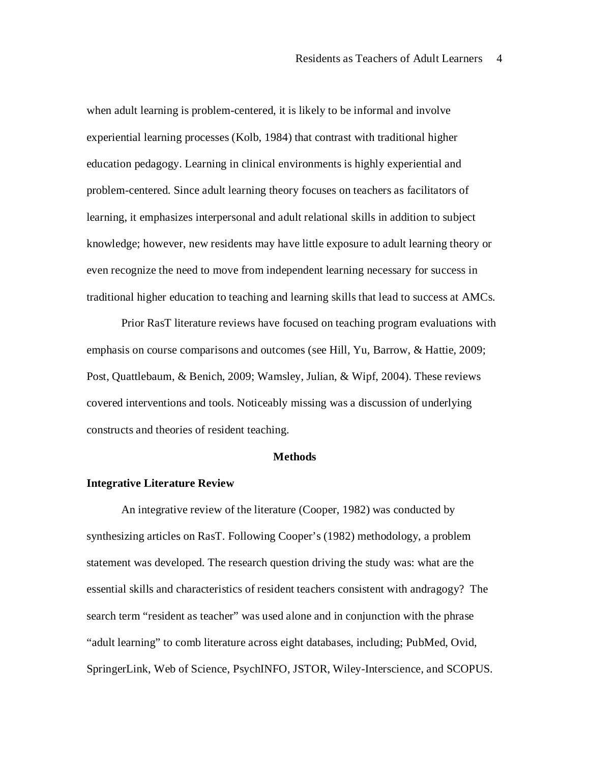when adult learning is problem-centered, it is likely to be informal and involve experiential learning processes (Kolb, 1984) that contrast with traditional higher education pedagogy. Learning in clinical environments is highly experiential and problem-centered. Since adult learning theory focuses on teachers as facilitators of learning, it emphasizes interpersonal and adult relational skills in addition to subject knowledge; however, new residents may have little exposure to adult learning theory or even recognize the need to move from independent learning necessary for success in traditional higher education to teaching and learning skills that lead to success at AMCs.

Prior RasT literature reviews have focused on teaching program evaluations with emphasis on course comparisons and outcomes (see Hill, Yu, Barrow, & Hattie, 2009; Post, Quattlebaum, & Benich, 2009; Wamsley, Julian, & Wipf, 2004). These reviews covered interventions and tools. Noticeably missing was a discussion of underlying constructs and theories of resident teaching.

## Methods

### Integrative Literature Review

An integrative review of the literature (Cooper, 1982) was conducted by synthesizing articles on RasT. Following Cooper's (1982) methodology, a problem statement was developed. The research question driving the study was: what are the essential skills and characteristics of resident teachers consistent with andragogy? The search term "resident as teacher" was used alone and in conjunction with the phrase "adult learning" to comb literature across eight databases, including; PubMed, Ovid, SpringerLink, Web of Science, PsychINFO, JSTOR, Wiley-Interscience, and SCOPUS.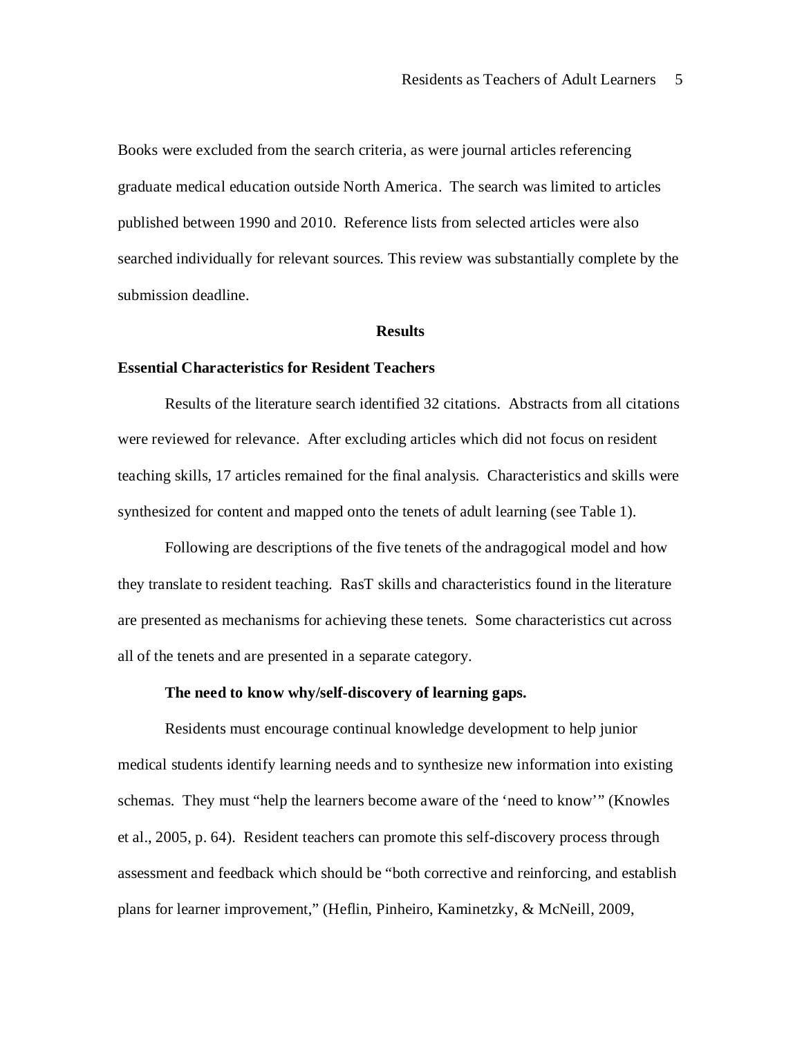Books were excluded from the search criteria, as were journal articles referencing graduate medical education outside North America. The search was limited to articles published between 1990 and 2010. Reference lists from selected articles were also searched individually for relevant sources. This review was substantially complete by the submission deadline.

## Results

### Essential Characteristics for Resident Teachers

Results of the literature search identified 32 citations. Abstracts from all citations were reviewed for relevance. After excluding articles which did not focus on resident teaching skills, 17 articles remained for the final analysis. Characteristics and skills were synthesized for content and mapped onto the tenets of adult learning (see Table 1).

Following are descriptions of the five tenets of the andragogical model and how they translate to resident teaching. RasT skills and characteristics found in the literature are presented as mechanisms for achieving these tenets. Some characteristics cut across all of the tenets and are presented in a separate category.

#### The need to know why/self-discovery of learning gaps.

Residents must encourage continual knowledge development to help junior medical students identify learning needs and to synthesize new information into existing schemas. They must "help the learners become aware of the 'need to know'" (Knowles et al., 2005, p. 64). Resident teachers can promote this self-discovery process through assessment and feedback which should be "both corrective and reinforcing, and establish plans for learner improvement," (Heflin, Pinheiro, Kaminetzky, & McNeill, 2009,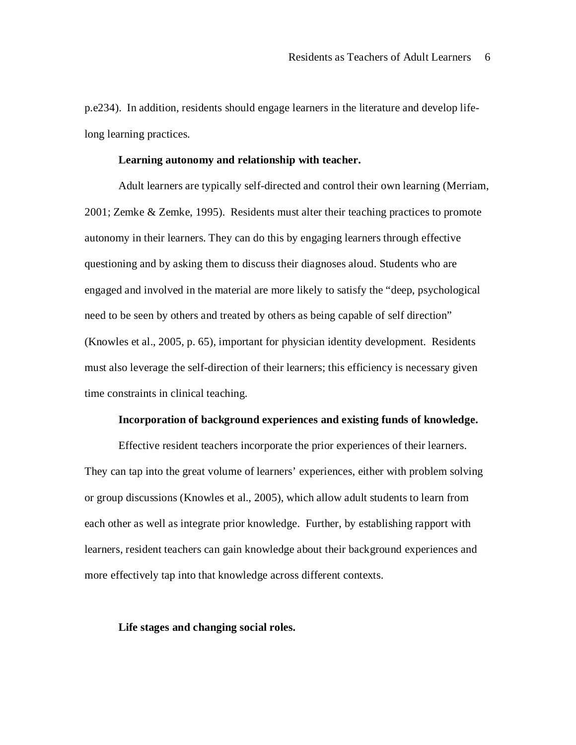p.e234). In addition, residents should engage learners in the literature and develop life-long learning practices.

**Learning autonomy and relationship with teacher.**

Adult learners are typically self-directed and control their own learning (Merriam, 2001; Zemke & Zemke, 1995). Residents must alter their teaching practices to promote autonomy in their learners. They can do this by engaging learners through effective questioning and by asking them to discuss their diagnoses aloud. Students who are engaged and involved in the material are more likely to satisfy the "deep, psychological need to be seen by others and treated by others as being capable of self direction" (Knowles et al., 2005, p. 65), important for physician identity development. Residents must also leverage the self-direction of their learners; this efficiency is necessary given time constraints in clinical teaching.

**Incorporation of background experiences and existing funds of knowledge.**

Effective resident teachers incorporate the prior experiences of their learners. They can tap into the great volume of learners' experiences, either with problem solving or group discussions (Knowles et al., 2005), which allow adult students to learn from each other as well as integrate prior knowledge. Further, by establishing rapport with learners, resident teachers can gain knowledge about their background experiences and more effectively tap into that knowledge across different contexts.

**Life stages and changing social roles.**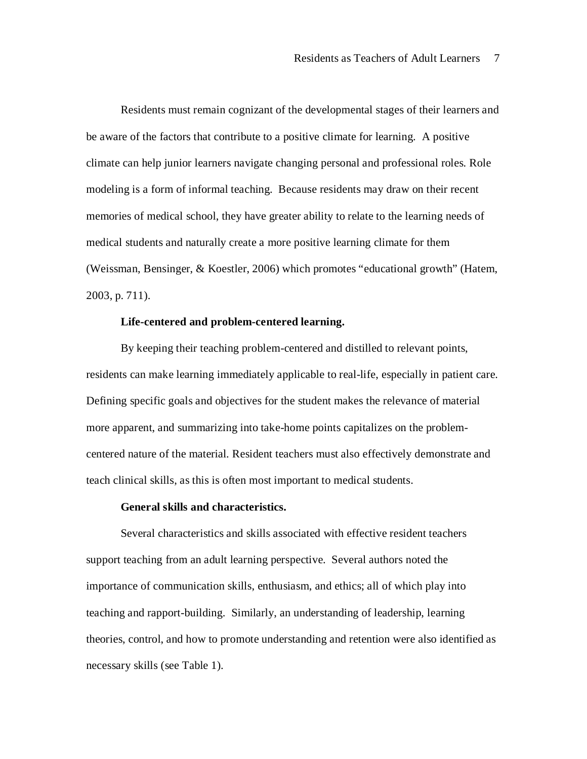Residents must remain cognizant of the developmental stages of their learners and be aware of the factors that contribute to a positive climate for learning. A positive climate can help junior learners navigate changing personal and professional roles. Role modeling is a form of informal teaching. Because residents may draw on their recent memories of medical school, they have greater ability to relate to the learning needs of medical students and naturally create a more positive learning climate for them (Weissman, Bensinger, & Koestler, 2006) which promotes "educational growth" (Hatem, 2003, p. 711).

### Life-centered and problem-centered learning.

By keeping their teaching problem-centered and distilled to relevant points, residents can make learning immediately applicable to real-life, especially in patient care. Defining specific goals and objectives for the student makes the relevance of material more apparent, and summarizing into take-home points capitalizes on the problem-centered nature of the material. Resident teachers must also effectively demonstrate and teach clinical skills, as this is often most important to medical students.

### General skills and characteristics.

Several characteristics and skills associated with effective resident teachers support teaching from an adult learning perspective. Several authors noted the importance of communication skills, enthusiasm, and ethics; all of which play into teaching and rapport-building. Similarly, an understanding of leadership, learning theories, control, and how to promote understanding and retention were also identified as necessary skills (see Table 1).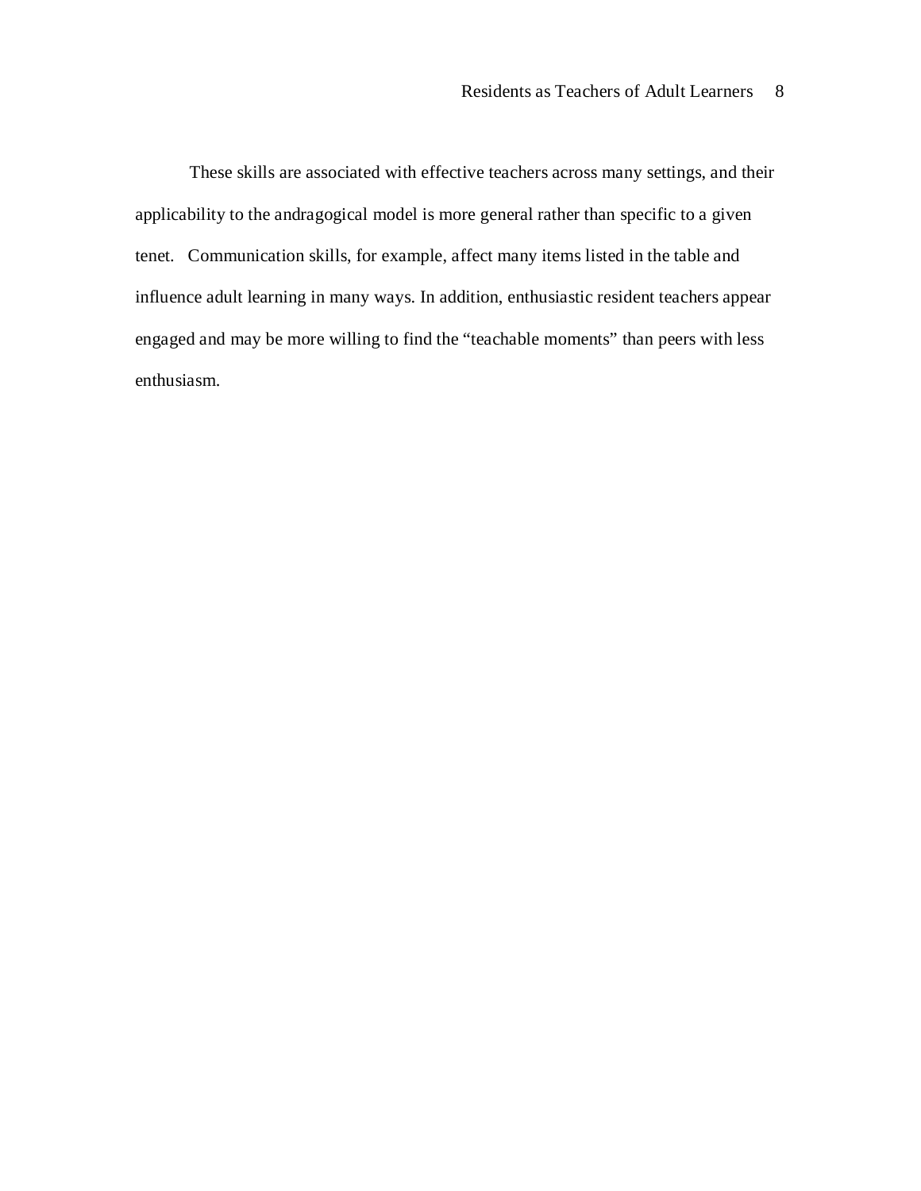These skills are associated with effective teachers across many settings, and their applicability to the andragogical model is more general rather than specific to a given tenet. Communication skills, for example, affect many items listed in the table and influence adult learning in many ways. In addition, enthusiastic resident teachers appear engaged and may be more willing to find the "teachable moments" than peers with less enthusiasm.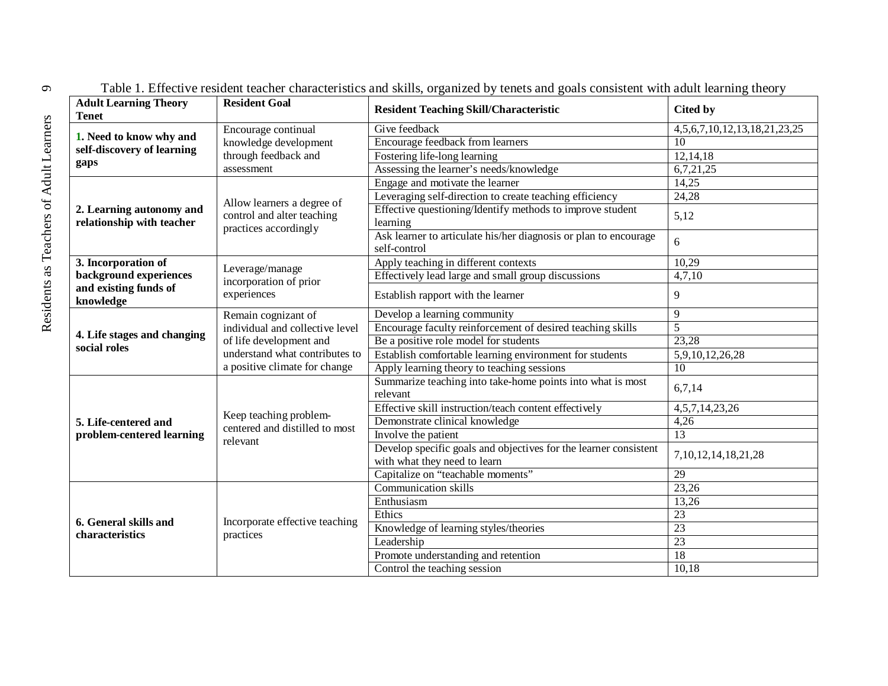Table 1. Effective resident teacher characteristics and skills, organized by tenets and goals consistent with adult learning theory

| Adult Learning Theory Tenet | Resident Goal | Resident Teaching Skill/Characteristic | Cited by |
|---|---|---|---|
| **1. Need to know why and self-discovery of learning gaps** | Encourage continual knowledge development through feedback and assessment | Give feedback | 4,5,6,7,10,12,13,18,21,23,25 |
| | | Encourage feedback from learners | 10 |
| | | Fostering life-long learning | 12,14,18 |
| | | Assessing the learner's needs/knowledge | 6,7,21,25 |
| **2. Learning autonomy and relationship with teacher** | Allow learners a degree of control and alter teaching practices accordingly | Engage and motivate the learner | 14,25 |
| | | Leveraging self-direction to create teaching efficiency | 24,28 |
| | | Effective questioning/Identify methods to improve student learning | 5,12 |
| | | Ask learner to articulate his/her diagnosis or plan to encourage self-control | 6 |
| **3. Incorporation of background experiences and existing funds of knowledge** | Leverage/manage incorporation of prior experiences | Apply teaching in different contexts | 10,29 |
| | | Effectively lead large and small group discussions | 4,7,10 |
| | | Establish rapport with the learner | 9 |
| **4. Life stages and changing social roles** | Remain cognizant of individual and collective level of life development and understand what contributes to a positive climate for change | Develop a learning community | 9 |
| | | Encourage faculty reinforcement of desired teaching skills | 5 |
| | | Be a positive role model for students | 23,28 |
| | | Establish comfortable learning environment for students | 5,9,10,12,26,28 |
| | | Apply learning theory to teaching sessions | 10 |
| **5. Life-centered and problem-centered learning** | Keep teaching problem-centered and distilled to most relevant | Summarize teaching into take-home points into what is most relevant | 6,7,14 |
| | | Effective skill instruction/teach content effectively | 4,5,7,14,23,26 |
| | | Demonstrate clinical knowledge | 4,26 |
| | | Involve the patient | 13 |
| | | Develop specific goals and objectives for the learner consistent with what they need to learn | 7,10,12,14,18,21,28 |
| | | Capitalize on "teachable moments" | 29 |
| **6. General skills and characteristics** | Incorporate effective teaching practices | Communication skills | 23,26 |
| | | Enthusiasm | 13,26 |
| | | Ethics | 23 |
| | | Knowledge of learning styles/theories | 23 |
| | | Leadership | 23 |
| | | Promote understanding and retention | 18 |
| | | Control the teaching session | 10,18 |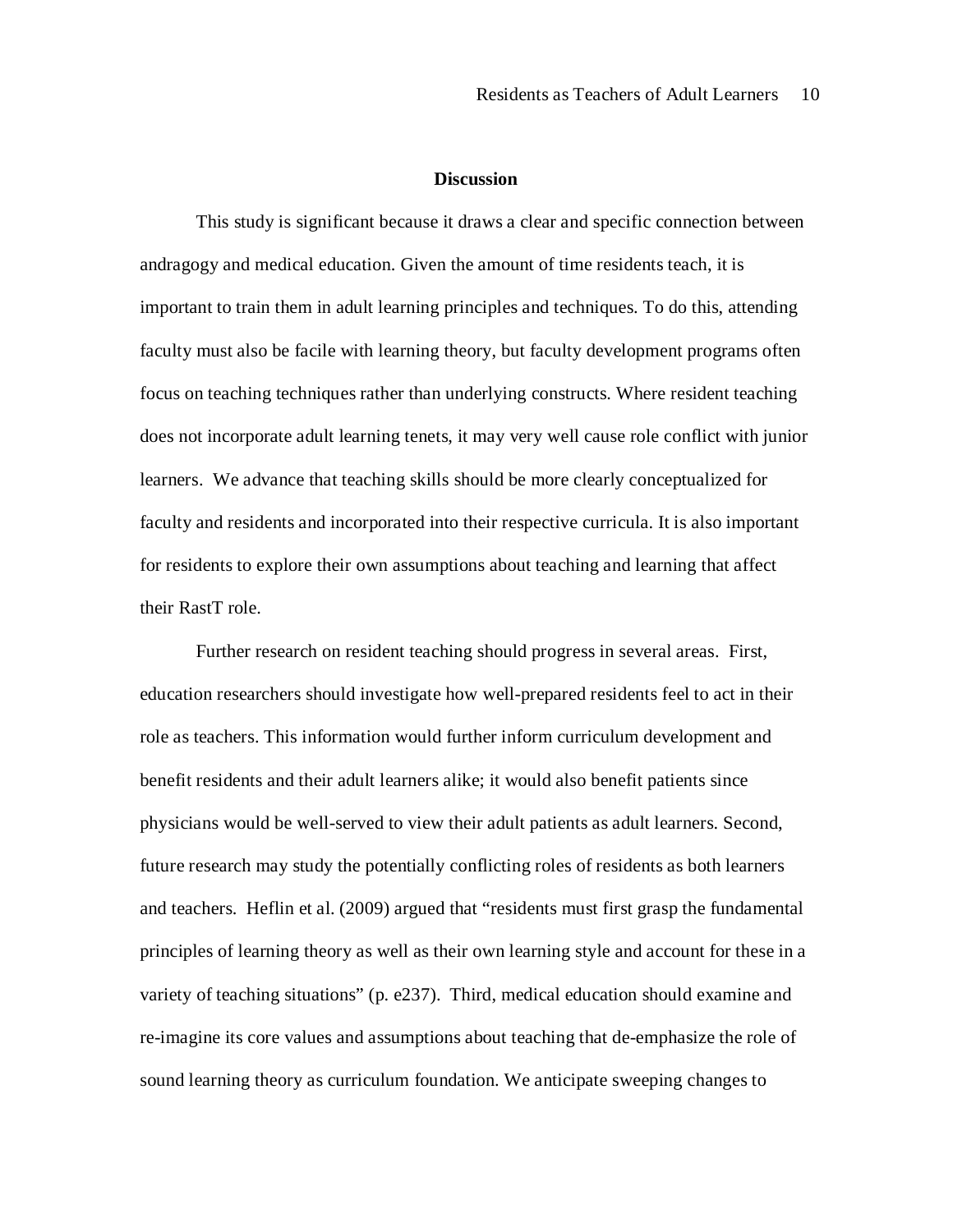## Discussion

This study is significant because it draws a clear and specific connection between andragogy and medical education. Given the amount of time residents teach, it is important to train them in adult learning principles and techniques. To do this, attending faculty must also be facile with learning theory, but faculty development programs often focus on teaching techniques rather than underlying constructs. Where resident teaching does not incorporate adult learning tenets, it may very well cause role conflict with junior learners. We advance that teaching skills should be more clearly conceptualized for faculty and residents and incorporated into their respective curricula. It is also important for residents to explore their own assumptions about teaching and learning that affect their RastT role.

Further research on resident teaching should progress in several areas. First, education researchers should investigate how well-prepared residents feel to act in their role as teachers. This information would further inform curriculum development and benefit residents and their adult learners alike; it would also benefit patients since physicians would be well-served to view their adult patients as adult learners. Second, future research may study the potentially conflicting roles of residents as both learners and teachers. Heflin et al. (2009) argued that "residents must first grasp the fundamental principles of learning theory as well as their own learning style and account for these in a variety of teaching situations" (p. e237). Third, medical education should examine and re-imagine its core values and assumptions about teaching that de-emphasize the role of sound learning theory as curriculum foundation. We anticipate sweeping changes to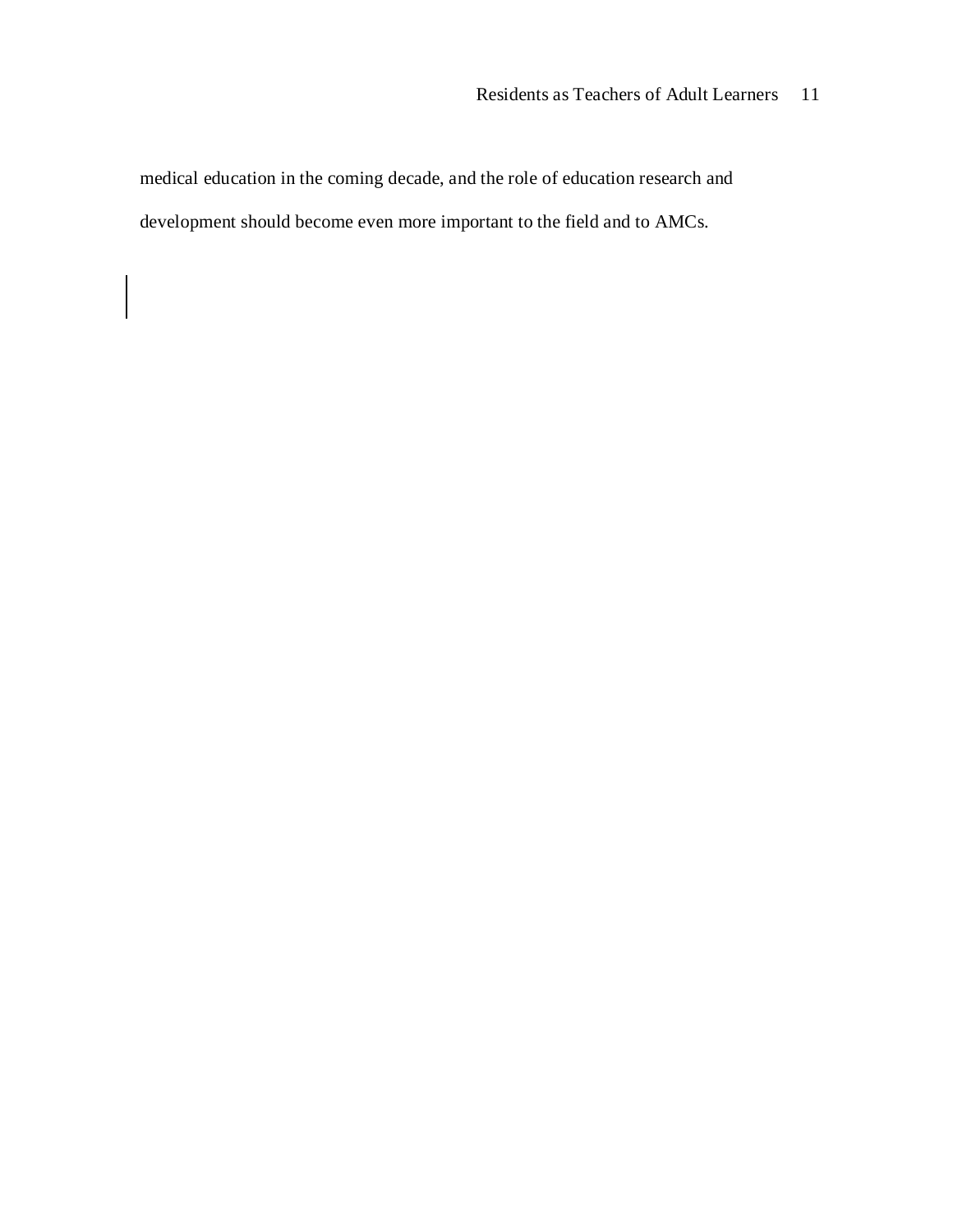medical education in the coming decade, and the role of education research and development should become even more important to the field and to AMCs.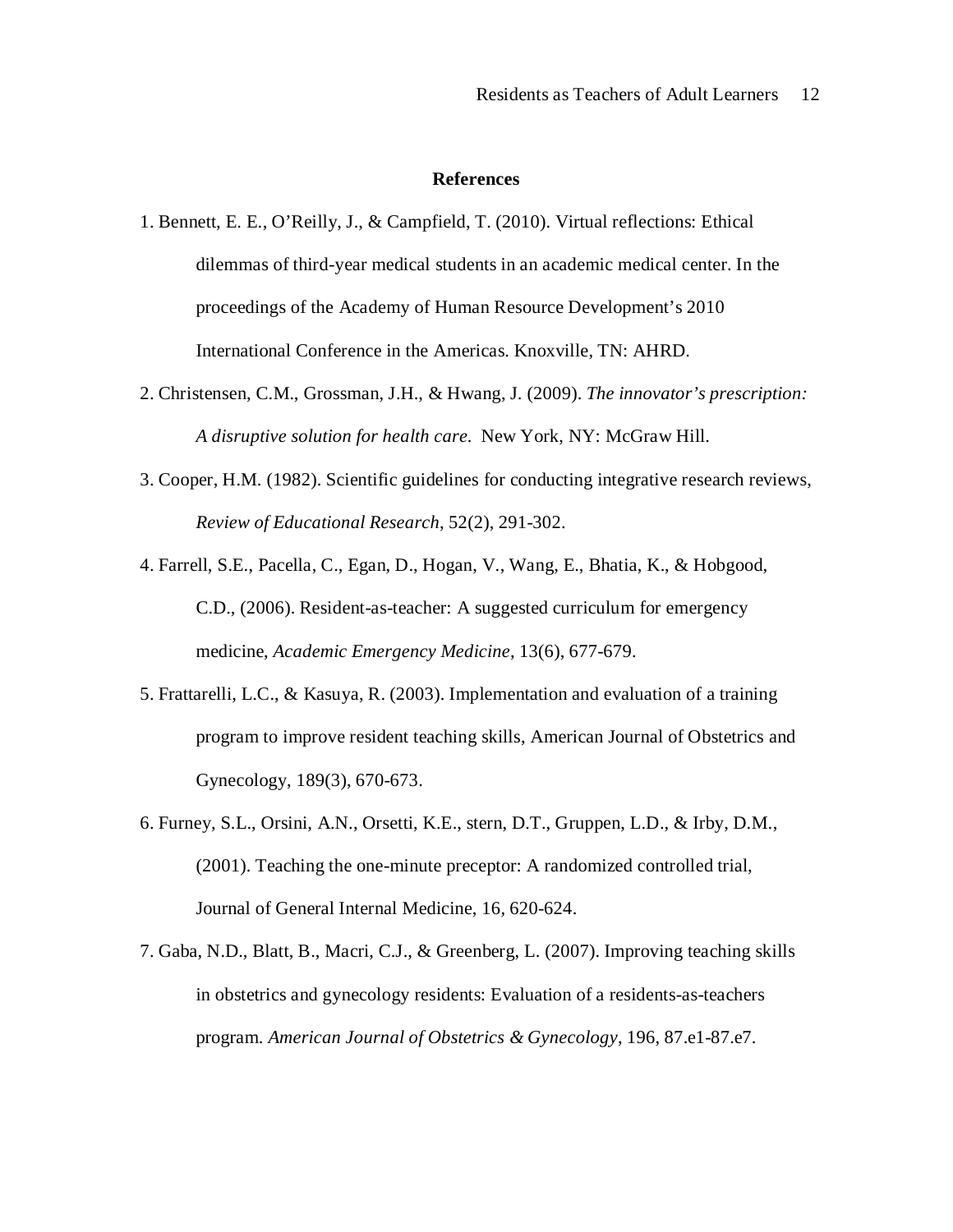## References

1. Bennett, E. E., O'Reilly, J., & Campfield, T. (2010). Virtual reflections: Ethical dilemmas of third-year medical students in an academic medical center. In the proceedings of the Academy of Human Resource Development's 2010 International Conference in the Americas. Knoxville, TN: AHRD.
2. Christensen, C.M., Grossman, J.H., & Hwang, J. (2009). *The innovator's prescription: A disruptive solution for health care.* New York, NY: McGraw Hill.
3. Cooper, H.M. (1982). Scientific guidelines for conducting integrative research reviews, *Review of Educational Research*, 52(2), 291-302.
4. Farrell, S.E., Pacella, C., Egan, D., Hogan, V., Wang, E., Bhatia, K., & Hobgood, C.D., (2006). Resident-as-teacher: A suggested curriculum for emergency medicine, *Academic Emergency Medicine*, 13(6), 677-679.
5. Frattarelli, L.C., & Kasuya, R. (2003). Implementation and evaluation of a training program to improve resident teaching skills, American Journal of Obstetrics and Gynecology, 189(3), 670-673.
6. Furney, S.L., Orsini, A.N., Orsetti, K.E., stern, D.T., Gruppen, L.D., & Irby, D.M., (2001). Teaching the one-minute preceptor: A randomized controlled trial, Journal of General Internal Medicine, 16, 620-624.
7. Gaba, N.D., Blatt, B., Macri, C.J., & Greenberg, L. (2007). Improving teaching skills in obstetrics and gynecology residents: Evaluation of a residents-as-teachers program. *American Journal of Obstetrics & Gynecology*, 196, 87.e1-87.e7.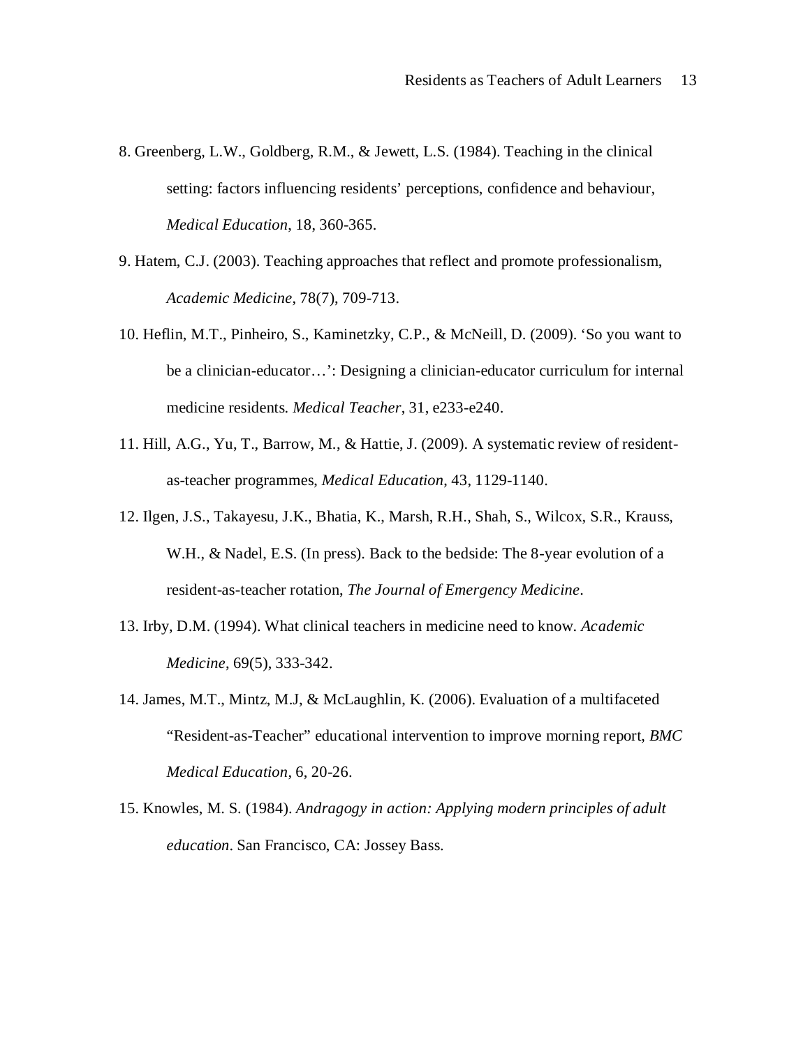8. Greenberg, L.W., Goldberg, R.M., & Jewett, L.S. (1984). Teaching in the clinical setting: factors influencing residents' perceptions, confidence and behaviour, *Medical Education*, 18, 360-365.

9. Hatem, C.J. (2003). Teaching approaches that reflect and promote professionalism, *Academic Medicine*, 78(7), 709-713.

10. Heflin, M.T., Pinheiro, S., Kaminetzky, C.P., & McNeill, D. (2009). 'So you want to be a clinician-educator…': Designing a clinician-educator curriculum for internal medicine residents. *Medical Teacher*, 31, e233-e240.

11. Hill, A.G., Yu, T., Barrow, M., & Hattie, J. (2009). A systematic review of resident-as-teacher programmes, *Medical Education*, 43, 1129-1140.

12. Ilgen, J.S., Takayesu, J.K., Bhatia, K., Marsh, R.H., Shah, S., Wilcox, S.R., Krauss, W.H., & Nadel, E.S. (In press). Back to the bedside: The 8-year evolution of a resident-as-teacher rotation, *The Journal of Emergency Medicine*.

13. Irby, D.M. (1994). What clinical teachers in medicine need to know. *Academic Medicine*, 69(5), 333-342.

14. James, M.T., Mintz, M.J, & McLaughlin, K. (2006). Evaluation of a multifaceted "Resident-as-Teacher" educational intervention to improve morning report, *BMC Medical Education*, 6, 20-26.

15. Knowles, M. S. (1984). *Andragogy in action: Applying modern principles of adult education*. San Francisco, CA: Jossey Bass.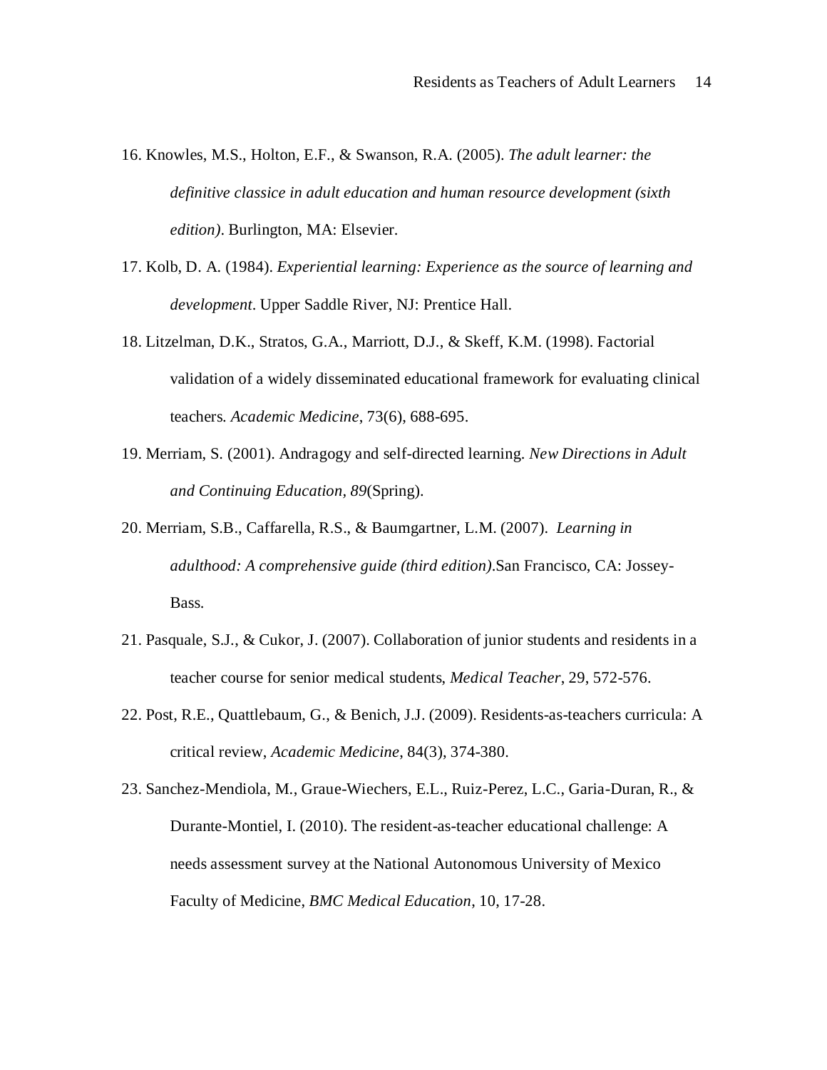16. Knowles, M.S., Holton, E.F., & Swanson, R.A. (2005). *The adult learner: the definitive classice in adult education and human resource development (sixth edition)*. Burlington, MA: Elsevier.

17. Kolb, D. A. (1984). *Experiential learning: Experience as the source of learning and development*. Upper Saddle River, NJ: Prentice Hall.

18. Litzelman, D.K., Stratos, G.A., Marriott, D.J., & Skeff, K.M. (1998). Factorial validation of a widely disseminated educational framework for evaluating clinical teachers. *Academic Medicine*, 73(6), 688-695.

19. Merriam, S. (2001). Andragogy and self-directed learning. *New Directions in Adult and Continuing Education*, *89*(Spring).

20. Merriam, S.B., Caffarella, R.S., & Baumgartner, L.M. (2007). *Learning in adulthood: A comprehensive guide (third edition)*.San Francisco, CA: Jossey-Bass.

21. Pasquale, S.J., & Cukor, J. (2007). Collaboration of junior students and residents in a teacher course for senior medical students, *Medical Teacher*, 29, 572-576.

22. Post, R.E., Quattlebaum, G., & Benich, J.J. (2009). Residents-as-teachers curricula: A critical review, *Academic Medicine*, 84(3), 374-380.

23. Sanchez-Mendiola, M., Graue-Wiechers, E.L., Ruiz-Perez, L.C., Garia-Duran, R., & Durante-Montiel, I. (2010). The resident-as-teacher educational challenge: A needs assessment survey at the National Autonomous University of Mexico Faculty of Medicine, *BMC Medical Education*, 10, 17-28.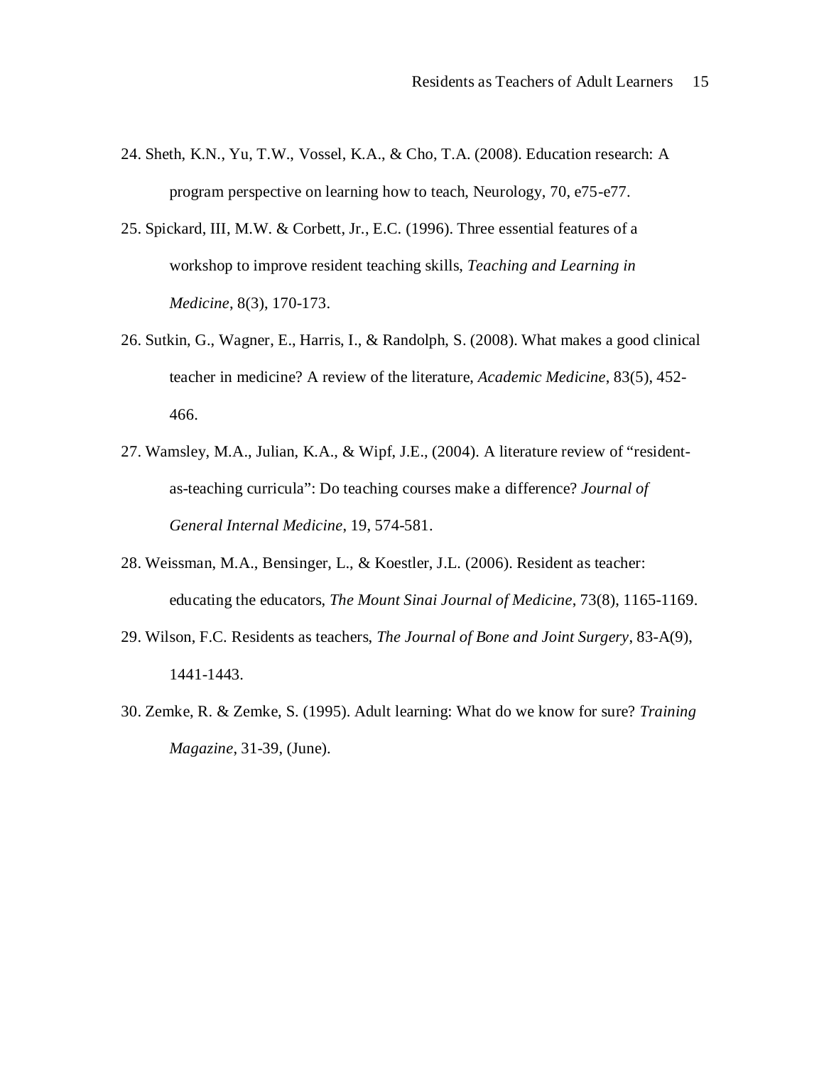24. Sheth, K.N., Yu, T.W., Vossel, K.A., & Cho, T.A. (2008). Education research: A program perspective on learning how to teach, Neurology, 70, e75-e77.

25. Spickard, III, M.W. & Corbett, Jr., E.C. (1996). Three essential features of a workshop to improve resident teaching skills, *Teaching and Learning in Medicine*, 8(3), 170-173.

26. Sutkin, G., Wagner, E., Harris, I., & Randolph, S. (2008). What makes a good clinical teacher in medicine? A review of the literature, *Academic Medicine*, 83(5), 452-466.

27. Wamsley, M.A., Julian, K.A., & Wipf, J.E., (2004). A literature review of "resident-as-teaching curricula": Do teaching courses make a difference? *Journal of General Internal Medicine*, 19, 574-581.

28. Weissman, M.A., Bensinger, L., & Koestler, J.L. (2006). Resident as teacher: educating the educators, *The Mount Sinai Journal of Medicine*, 73(8), 1165-1169.

29. Wilson, F.C. Residents as teachers, *The Journal of Bone and Joint Surgery*, 83-A(9), 1441-1443.

30. Zemke, R. & Zemke, S. (1995). Adult learning: What do we know for sure? *Training Magazine*, 31-39, (June).